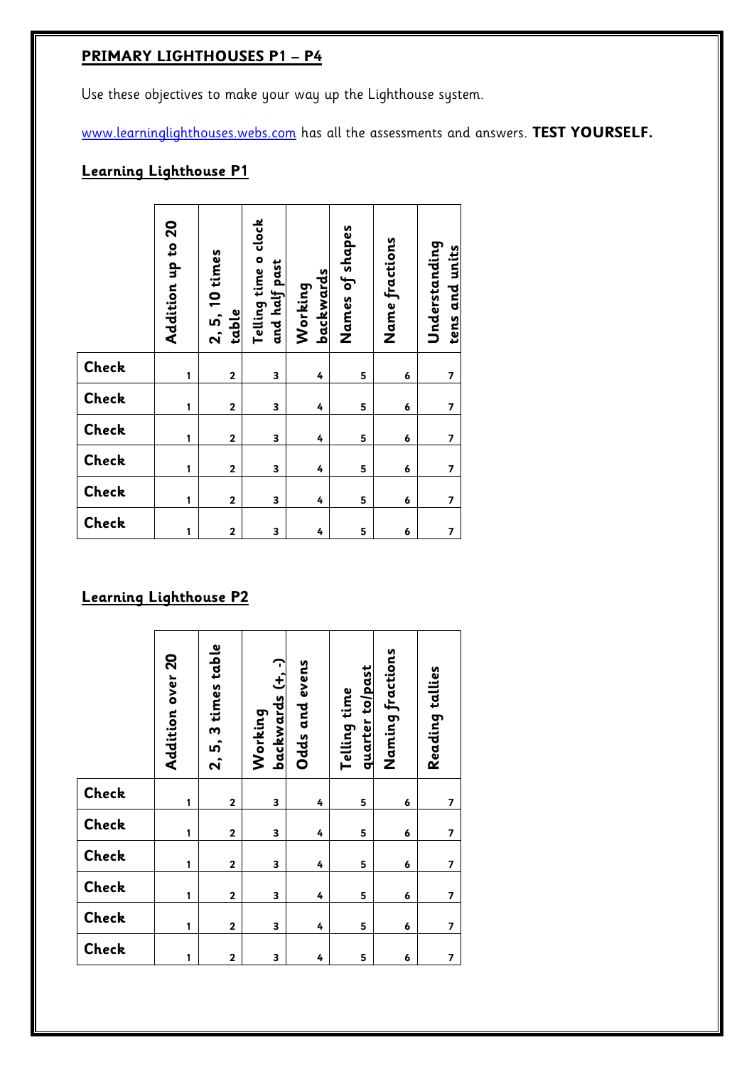**PRIMARY LIGHTHOUSES P1 – P4**

Use these objectives to make your way up the Lighthouse system.

www.learninglighthouses.webs.com has all the assessments and answers. **TEST YOURSELF.**

## Learning Lighthouse P1

| | Addition up to 20 | 2, 5, 10 times table | Telling time o clock and half past | Working backwards | Names of shapes | Name fractions | Understanding tens and units |
|---|---|---|---|---|---|---|---|
| Check | 1 | 2 | 3 | 4 | 5 | 6 | 7 |
| Check | 1 | 2 | 3 | 4 | 5 | 6 | 7 |
| Check | 1 | 2 | 3 | 4 | 5 | 6 | 7 |
| Check | 1 | 2 | 3 | 4 | 5 | 6 | 7 |
| Check | 1 | 2 | 3 | 4 | 5 | 6 | 7 |
| Check | 1 | 2 | 3 | 4 | 5 | 6 | 7 |

## Learning Lighthouse P2

| | Addition over 20 | 2, 5, 3 times table | Working backwards (+, -) | Odds and evens | Telling time quarter to/past | Naming fractions | Reading tallies |
|---|---|---|---|---|---|---|---|
| Check | 1 | 2 | 3 | 4 | 5 | 6 | 7 |
| Check | 1 | 2 | 3 | 4 | 5 | 6 | 7 |
| Check | 1 | 2 | 3 | 4 | 5 | 6 | 7 |
| Check | 1 | 2 | 3 | 4 | 5 | 6 | 7 |
| Check | 1 | 2 | 3 | 4 | 5 | 6 | 7 |
| Check | 1 | 2 | 3 | 4 | 5 | 6 | 7 |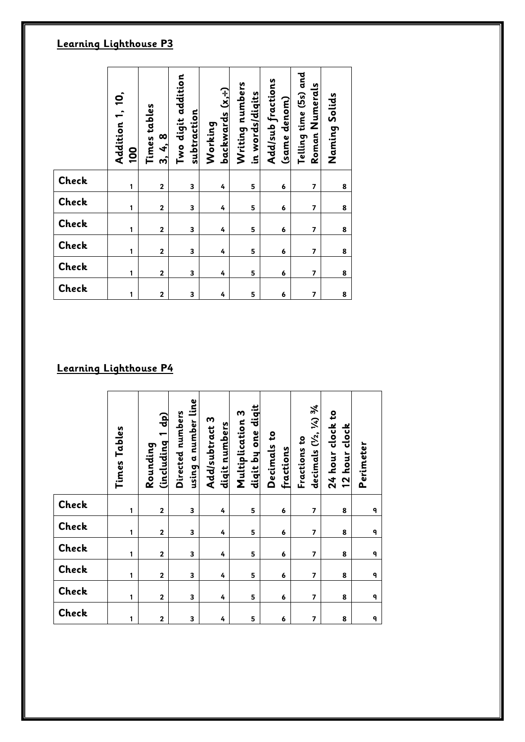## Learning Lighthouse P3

| | Addition 1, 10, 100 | Times tables 3, 4, 8 | Two digit addition subtraction | Working backwards (x,÷) | Writing numbers in words/digits | Add/sub fractions (same denom) | Telling time (5s) and Roman Numerals | Naming Solids |
|---|---|---|---|---|---|---|---|---|
| **Check** | 1 | 2 | 3 | 4 | 5 | 6 | 7 | 8 |
| **Check** | 1 | 2 | 3 | 4 | 5 | 6 | 7 | 8 |
| **Check** | 1 | 2 | 3 | 4 | 5 | 6 | 7 | 8 |
| **Check** | 1 | 2 | 3 | 4 | 5 | 6 | 7 | 8 |
| **Check** | 1 | 2 | 3 | 4 | 5 | 6 | 7 | 8 |
| **Check** | 1 | 2 | 3 | 4 | 5 | 6 | 7 | 8 |

## Learning Lighthouse P4

| | Times Tables | Rounding (including 1 dp) | Directed numbers using a number line | Add/subtract 3 digit numbers | Multiplication 3 digit by one digit | Decimals to fractions | Fractions to decimals (½, ¼) ¾ | 24 hour clock to 12 hour clock | Perimeter |
|---|---|---|---|---|---|---|---|---|---|
| **Check** | 1 | 2 | 3 | 4 | 5 | 6 | 7 | 8 | 9 |
| **Check** | 1 | 2 | 3 | 4 | 5 | 6 | 7 | 8 | 9 |
| **Check** | 1 | 2 | 3 | 4 | 5 | 6 | 7 | 8 | 9 |
| **Check** | 1 | 2 | 3 | 4 | 5 | 6 | 7 | 8 | 9 |
| **Check** | 1 | 2 | 3 | 4 | 5 | 6 | 7 | 8 | 9 |
| **Check** | 1 | 2 | 3 | 4 | 5 | 6 | 7 | 8 | 9 |